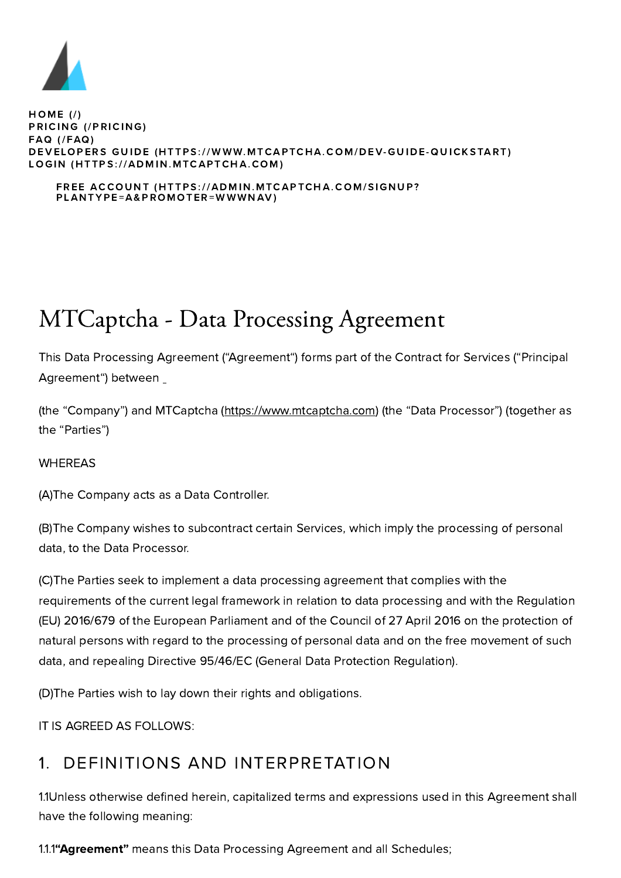HOME (/)
PRICING (/PRICING)
FAQ (/FAQ)
DEVELOPERS GUIDE (HTTPS://WWW.MTCAPTCHA.COM/DEV-GUIDE-QUICKSTART)
LOGIN (HTTPS://ADMIN.MTCAPTCHA.COM)

FREE ACCOUNT (HTTPS://ADMIN.MTCAPTCHA.COM/SIGNUP?PLANTYPE=A&PROMOTER=WWWNAV)

# MTCaptcha - Data Processing Agreement

This Data Processing Agreement ("Agreement") forms part of the Contract for Services ("Principal Agreement") between _

(the "Company") and MTCaptcha (https://www.mtcaptcha.com) (the "Data Processor") (together as the "Parties")

WHEREAS

(A)The Company acts as a Data Controller.

(B)The Company wishes to subcontract certain Services, which imply the processing of personal data, to the Data Processor.

(C)The Parties seek to implement a data processing agreement that complies with the requirements of the current legal framework in relation to data processing and with the Regulation (EU) 2016/679 of the European Parliament and of the Council of 27 April 2016 on the protection of natural persons with regard to the processing of personal data and on the free movement of such data, and repealing Directive 95/46/EC (General Data Protection Regulation).

(D)The Parties wish to lay down their rights and obligations.

IT IS AGREED AS FOLLOWS:

## 1. DEFINITIONS AND INTERPRETATION

1.1Unless otherwise defined herein, capitalized terms and expressions used in this Agreement shall have the following meaning:

1.1.1**"Agreement"** means this Data Processing Agreement and all Schedules;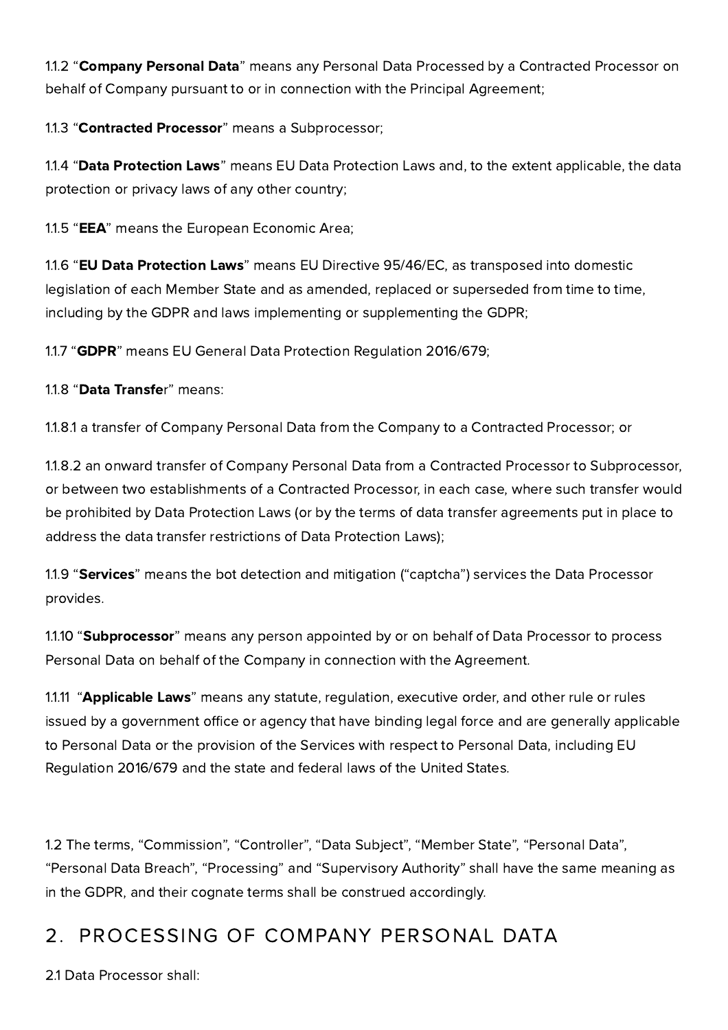1.1.2 “**Company Personal Data**” means any Personal Data Processed by a Contracted Processor on behalf of Company pursuant to or in connection with the Principal Agreement;

1.1.3 “**Contracted Processor**” means a Subprocessor;

1.1.4 “**Data Protection Laws**” means EU Data Protection Laws and, to the extent applicable, the data protection or privacy laws of any other country;

1.1.5 “**EEA**” means the European Economic Area;

1.1.6 “**EU Data Protection Laws**” means EU Directive 95/46/EC, as transposed into domestic legislation of each Member State and as amended, replaced or superseded from time to time, including by the GDPR and laws implementing or supplementing the GDPR;

1.1.7 “**GDPR**” means EU General Data Protection Regulation 2016/679;

1.1.8 “**Data Transfe**r” means:

1.1.8.1 a transfer of Company Personal Data from the Company to a Contracted Processor; or

1.1.8.2 an onward transfer of Company Personal Data from a Contracted Processor to Subprocessor, or between two establishments of a Contracted Processor, in each case, where such transfer would be prohibited by Data Protection Laws (or by the terms of data transfer agreements put in place to address the data transfer restrictions of Data Protection Laws);

1.1.9 “**Services**” means the bot detection and mitigation (“captcha”) services the Data Processor provides.

1.1.10 “**Subprocessor**” means any person appointed by or on behalf of Data Processor to process Personal Data on behalf of the Company in connection with the Agreement.

1.1.11 “**Applicable Laws**” means any statute, regulation, executive order, and other rule or rules issued by a government office or agency that have binding legal force and are generally applicable to Personal Data or the provision of the Services with respect to Personal Data, including EU Regulation 2016/679 and the state and federal laws of the United States.

1.2 The terms, “Commission”, “Controller”, “Data Subject”, “Member State”, “Personal Data”, “Personal Data Breach”, “Processing” and “Supervisory Authority” shall have the same meaning as in the GDPR, and their cognate terms shall be construed accordingly.

## 2. PROCESSING OF COMPANY PERSONAL DATA

2.1 Data Processor shall: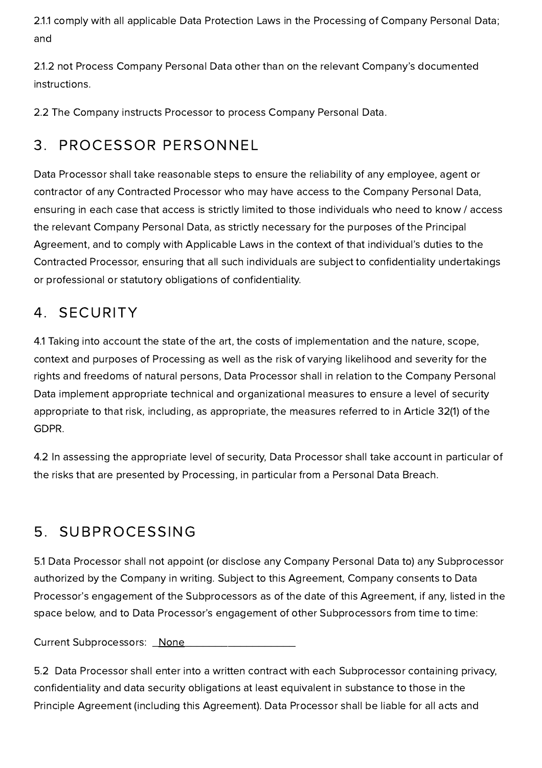2.1.1 comply with all applicable Data Protection Laws in the Processing of Company Personal Data; and

2.1.2 not Process Company Personal Data other than on the relevant Company's documented instructions.

2.2 The Company instructs Processor to process Company Personal Data.

## 3. PROCESSOR PERSONNEL

Data Processor shall take reasonable steps to ensure the reliability of any employee, agent or contractor of any Contracted Processor who may have access to the Company Personal Data, ensuring in each case that access is strictly limited to those individuals who need to know / access the relevant Company Personal Data, as strictly necessary for the purposes of the Principal Agreement, and to comply with Applicable Laws in the context of that individual's duties to the Contracted Processor, ensuring that all such individuals are subject to confidentiality undertakings or professional or statutory obligations of confidentiality.

## 4. SECURITY

4.1 Taking into account the state of the art, the costs of implementation and the nature, scope, context and purposes of Processing as well as the risk of varying likelihood and severity for the rights and freedoms of natural persons, Data Processor shall in relation to the Company Personal Data implement appropriate technical and organizational measures to ensure a level of security appropriate to that risk, including, as appropriate, the measures referred to in Article 32(1) of the GDPR.

4.2 In assessing the appropriate level of security, Data Processor shall take account in particular of the risks that are presented by Processing, in particular from a Personal Data Breach.

## 5. SUBPROCESSING

5.1 Data Processor shall not appoint (or disclose any Company Personal Data to) any Subprocessor authorized by the Company in writing. Subject to this Agreement, Company consents to Data Processor's engagement of the Subprocessors as of the date of this Agreement, if any, listed in the space below, and to Data Processor's engagement of other Subprocessors from time to time:

Current Subprocessors: \_None\_\_\_\_\_\_\_\_\_\_\_\_\_\_\_\_\_\_\_\_

5.2 Data Processor shall enter into a written contract with each Subprocessor containing privacy, confidentiality and data security obligations at least equivalent in substance to those in the Principle Agreement (including this Agreement). Data Processor shall be liable for all acts and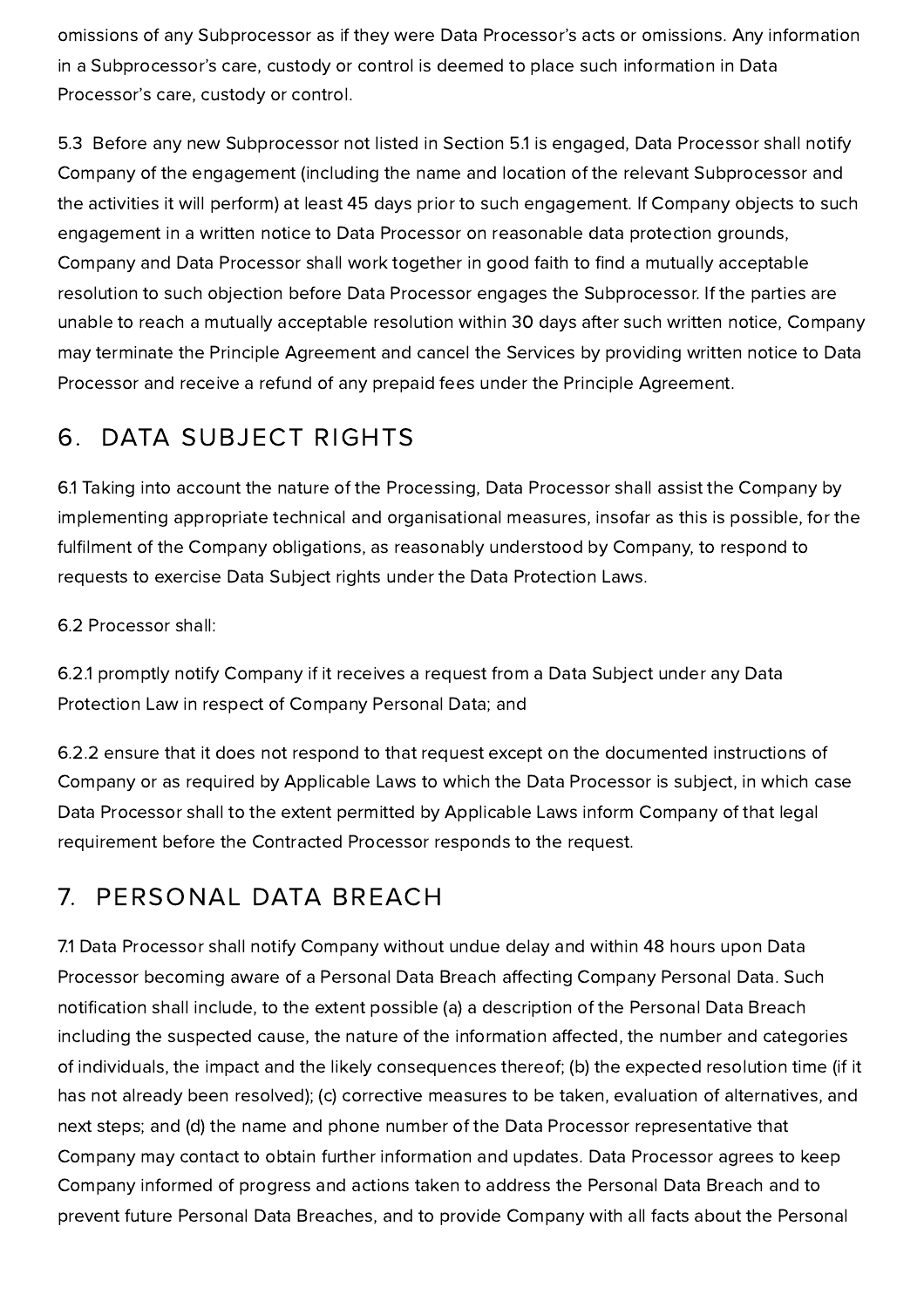omissions of any Subprocessor as if they were Data Processor's acts or omissions. Any information in a Subprocessor's care, custody or control is deemed to place such information in Data Processor's care, custody or control.

5.3 Before any new Subprocessor not listed in Section 5.1 is engaged, Data Processor shall notify Company of the engagement (including the name and location of the relevant Subprocessor and the activities it will perform) at least 45 days prior to such engagement. If Company objects to such engagement in a written notice to Data Processor on reasonable data protection grounds, Company and Data Processor shall work together in good faith to find a mutually acceptable resolution to such objection before Data Processor engages the Subprocessor. If the parties are unable to reach a mutually acceptable resolution within 30 days after such written notice, Company may terminate the Principle Agreement and cancel the Services by providing written notice to Data Processor and receive a refund of any prepaid fees under the Principle Agreement.

## 6. DATA SUBJECT RIGHTS

6.1 Taking into account the nature of the Processing, Data Processor shall assist the Company by implementing appropriate technical and organisational measures, insofar as this is possible, for the fulfilment of the Company obligations, as reasonably understood by Company, to respond to requests to exercise Data Subject rights under the Data Protection Laws.

6.2 Processor shall:

6.2.1 promptly notify Company if it receives a request from a Data Subject under any Data Protection Law in respect of Company Personal Data; and

6.2.2 ensure that it does not respond to that request except on the documented instructions of Company or as required by Applicable Laws to which the Data Processor is subject, in which case Data Processor shall to the extent permitted by Applicable Laws inform Company of that legal requirement before the Contracted Processor responds to the request.

## 7. PERSONAL DATA BREACH

7.1 Data Processor shall notify Company without undue delay and within 48 hours upon Data Processor becoming aware of a Personal Data Breach affecting Company Personal Data. Such notification shall include, to the extent possible (a) a description of the Personal Data Breach including the suspected cause, the nature of the information affected, the number and categories of individuals, the impact and the likely consequences thereof; (b) the expected resolution time (if it has not already been resolved); (c) corrective measures to be taken, evaluation of alternatives, and next steps; and (d) the name and phone number of the Data Processor representative that Company may contact to obtain further information and updates. Data Processor agrees to keep Company informed of progress and actions taken to address the Personal Data Breach and to prevent future Personal Data Breaches, and to provide Company with all facts about the Personal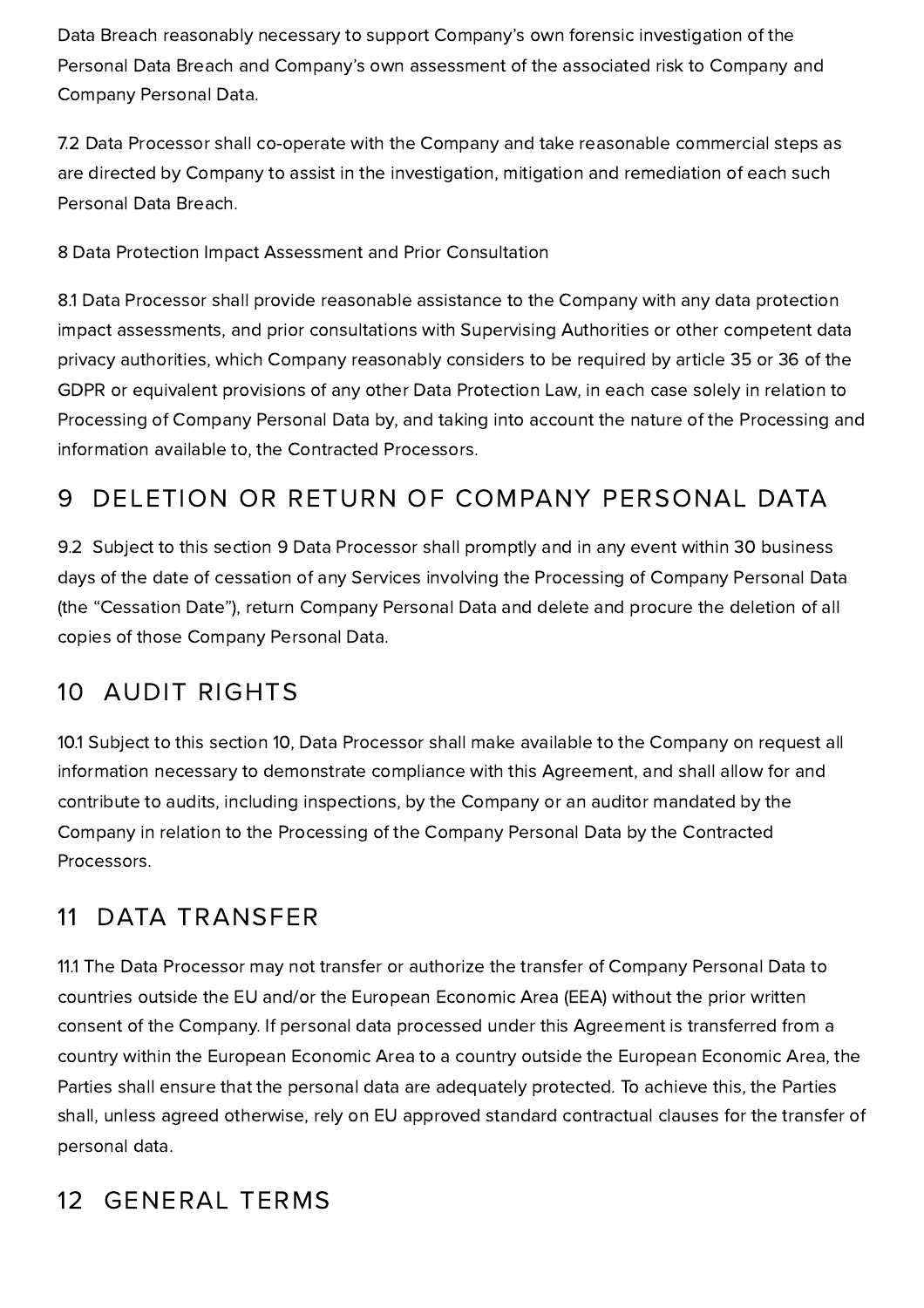Data Breach reasonably necessary to support Company's own forensic investigation of the Personal Data Breach and Company's own assessment of the associated risk to Company and Company Personal Data.

7.2 Data Processor shall co-operate with the Company and take reasonable commercial steps as are directed by Company to assist in the investigation, mitigation and remediation of each such Personal Data Breach.

8 Data Protection Impact Assessment and Prior Consultation

8.1 Data Processor shall provide reasonable assistance to the Company with any data protection impact assessments, and prior consultations with Supervising Authorities or other competent data privacy authorities, which Company reasonably considers to be required by article 35 or 36 of the GDPR or equivalent provisions of any other Data Protection Law, in each case solely in relation to Processing of Company Personal Data by, and taking into account the nature of the Processing and information available to, the Contracted Processors.

## 9 DELETION OR RETURN OF COMPANY PERSONAL DATA

9.2 Subject to this section 9 Data Processor shall promptly and in any event within 30 business days of the date of cessation of any Services involving the Processing of Company Personal Data (the "Cessation Date"), return Company Personal Data and delete and procure the deletion of all copies of those Company Personal Data.

## 10 AUDIT RIGHTS

10.1 Subject to this section 10, Data Processor shall make available to the Company on request all information necessary to demonstrate compliance with this Agreement, and shall allow for and contribute to audits, including inspections, by the Company or an auditor mandated by the Company in relation to the Processing of the Company Personal Data by the Contracted Processors.

## 11 DATA TRANSFER

11.1 The Data Processor may not transfer or authorize the transfer of Company Personal Data to countries outside the EU and/or the European Economic Area (EEA) without the prior written consent of the Company. If personal data processed under this Agreement is transferred from a country within the European Economic Area to a country outside the European Economic Area, the Parties shall ensure that the personal data are adequately protected. To achieve this, the Parties shall, unless agreed otherwise, rely on EU approved standard contractual clauses for the transfer of personal data.

## 12 GENERAL TERMS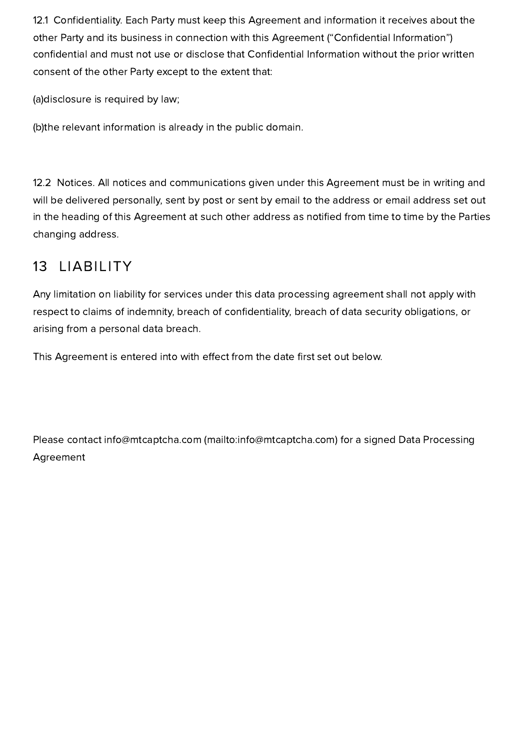12.1 Confidentiality. Each Party must keep this Agreement and information it receives about the other Party and its business in connection with this Agreement ("Confidential Information") confidential and must not use or disclose that Confidential Information without the prior written consent of the other Party except to the extent that:

(a)disclosure is required by law;

(b)the relevant information is already in the public domain.

12.2 Notices. All notices and communications given under this Agreement must be in writing and will be delivered personally, sent by post or sent by email to the address or email address set out in the heading of this Agreement at such other address as notified from time to time by the Parties changing address.

## 13 LIABILITY

Any limitation on liability for services under this data processing agreement shall not apply with respect to claims of indemnity, breach of confidentiality, breach of data security obligations, or arising from a personal data breach.

This Agreement is entered into with effect from the date first set out below.

Please contact info@mtcaptcha.com (mailto:info@mtcaptcha.com) for a signed Data Processing Agreement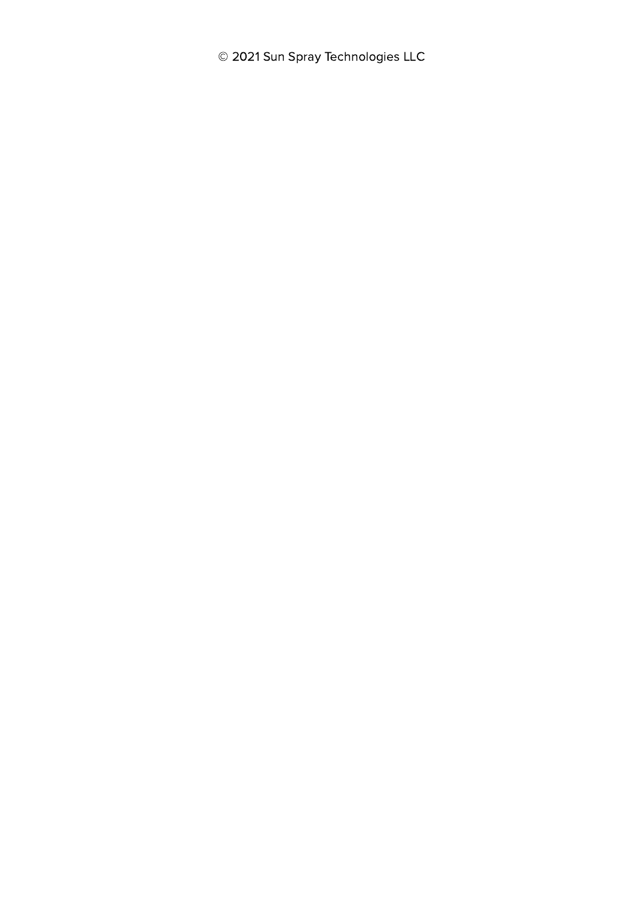© 2021 Sun Spray Technologies LLC